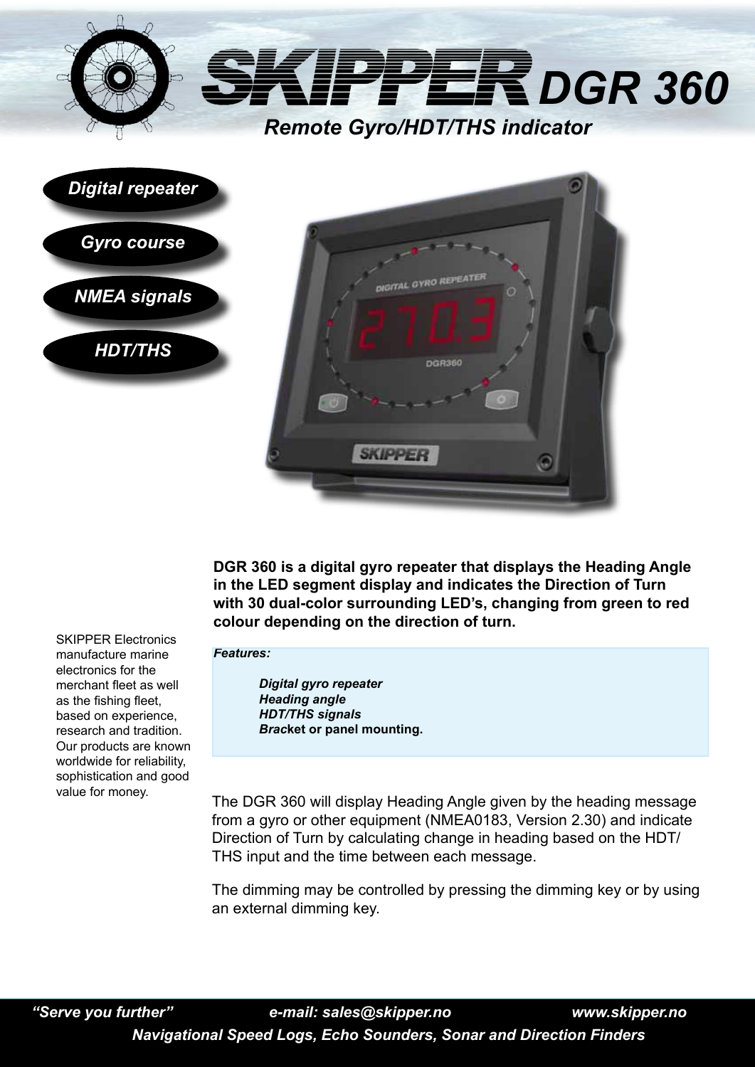# SKIPPER DGR 360

## *Remote Gyro/HDT/THS indicator*

*Digital repeater*

*Gyro course*

*NMEA signals*

*HDT/THS*

**DGR 360 is a digital gyro repeater that displays the Heading Angle in the LED segment display and indicates the Direction of Turn with 30 dual-color surrounding LED's, changing from green to red colour depending on the direction of turn.**

SKIPPER Electronics manufacture marine electronics for the merchant fleet as well as the fishing fleet, based on experience, research and tradition. Our products are known worldwide for reliability, sophistication and good value for money.

***Features:***

- ***Digital gyro repeater***
- ***Heading angle***
- ***HDT/THS signals***
- ***Brac*ket or panel mounting.**

The DGR 360 will display Heading Angle given by the heading message from a gyro or other equipment (NMEA0183, Version 2.30) and indicate Direction of Turn by calculating change in heading based on the HDT/THS input and the time between each message.

The dimming may be controlled by pressing the dimming key or by using an external dimming key.

*"Serve you further"* *e-mail: sales@skipper.no* *www.skipper.no*

*Navigational Speed Logs, Echo Sounders, Sonar and Direction Finders*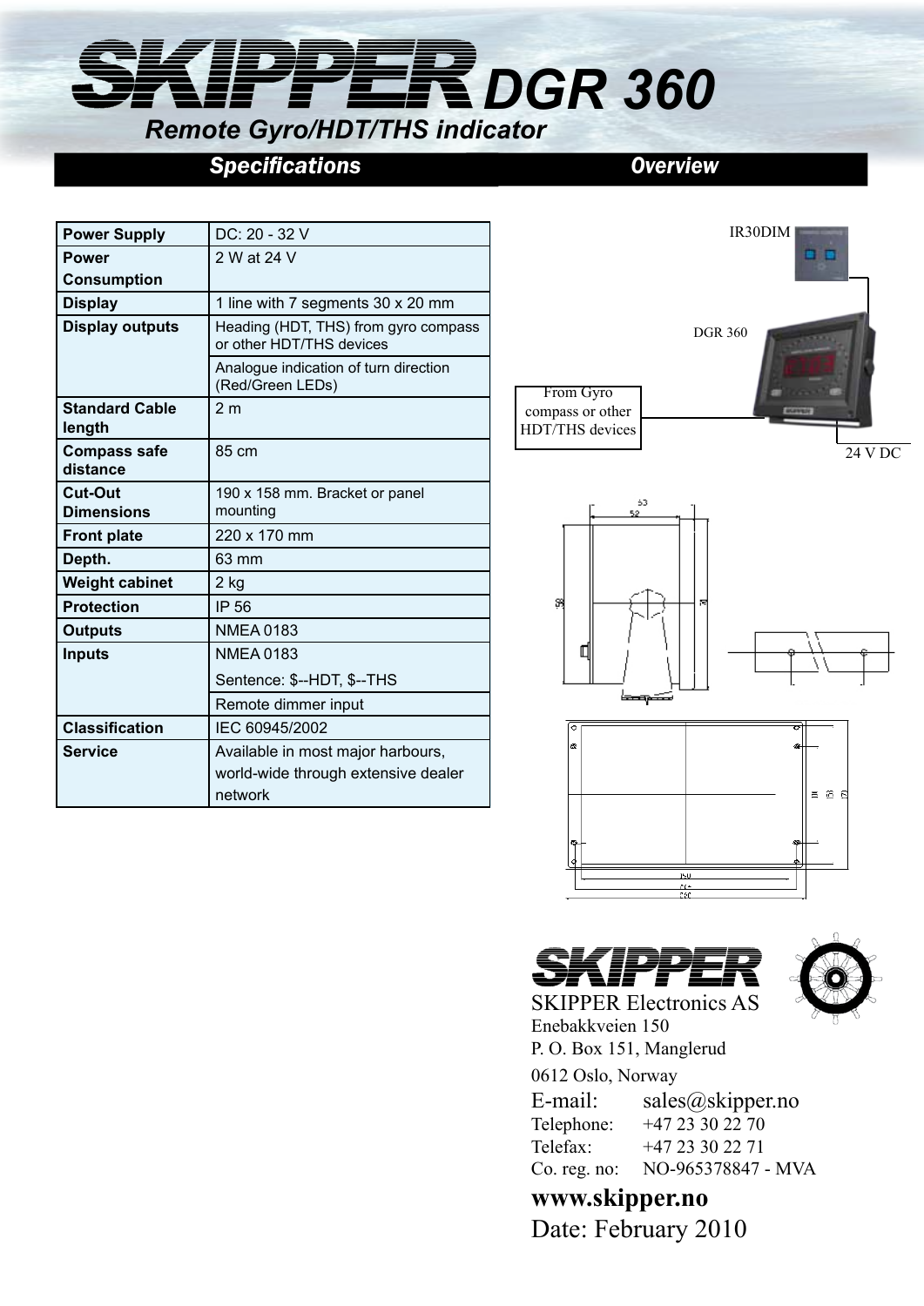# SKIPPER DGR 360

## Remote Gyro/HDT/THS indicator

### Specifications

| | |
|---|---|
| **Power Supply** | DC: 20 - 32 V |
| **Power Consumption** | 2 W at 24 V |
| **Display** | 1 line with 7 segments 30 x 20 mm |
| **Display outputs** | Heading (HDT, THS) from gyro compass or other HDT/THS devices |
| | Analogue indication of turn direction (Red/Green LEDs) |
| **Standard Cable length** | 2 m |
| **Compass safe distance** | 85 cm |
| **Cut-Out Dimensions** | 190 x 158 mm. Bracket or panel mounting |
| **Front plate** | 220 x 170 mm |
| **Depth.** | 63 mm |
| **Weight cabinet** | 2 kg |
| **Protection** | IP 56 |
| **Outputs** | NMEA 0183 |
| **Inputs** | NMEA 0183<br>Sentence: $--HDT, $--THS |
| | Remote dimmer input |
| **Classification** | IEC 60945/2002 |
| **Service** | Available in most major harbours, world-wide through extensive dealer network |

### Overview

IR30DIM

DGR 360

From Gyro compass or other HDT/THS devices

24 V DC

63

58

SKIPPER Electronics AS
Enebakkveien 150
P. O. Box 151, Manglerud
0612 Oslo, Norway

E-mail: sales@skipper.no
Telephone: +47 23 30 22 70
Telefax: +47 23 30 22 71
Co. reg. no: NO-965378847 - MVA

**www.skipper.no**

Date: February 2010